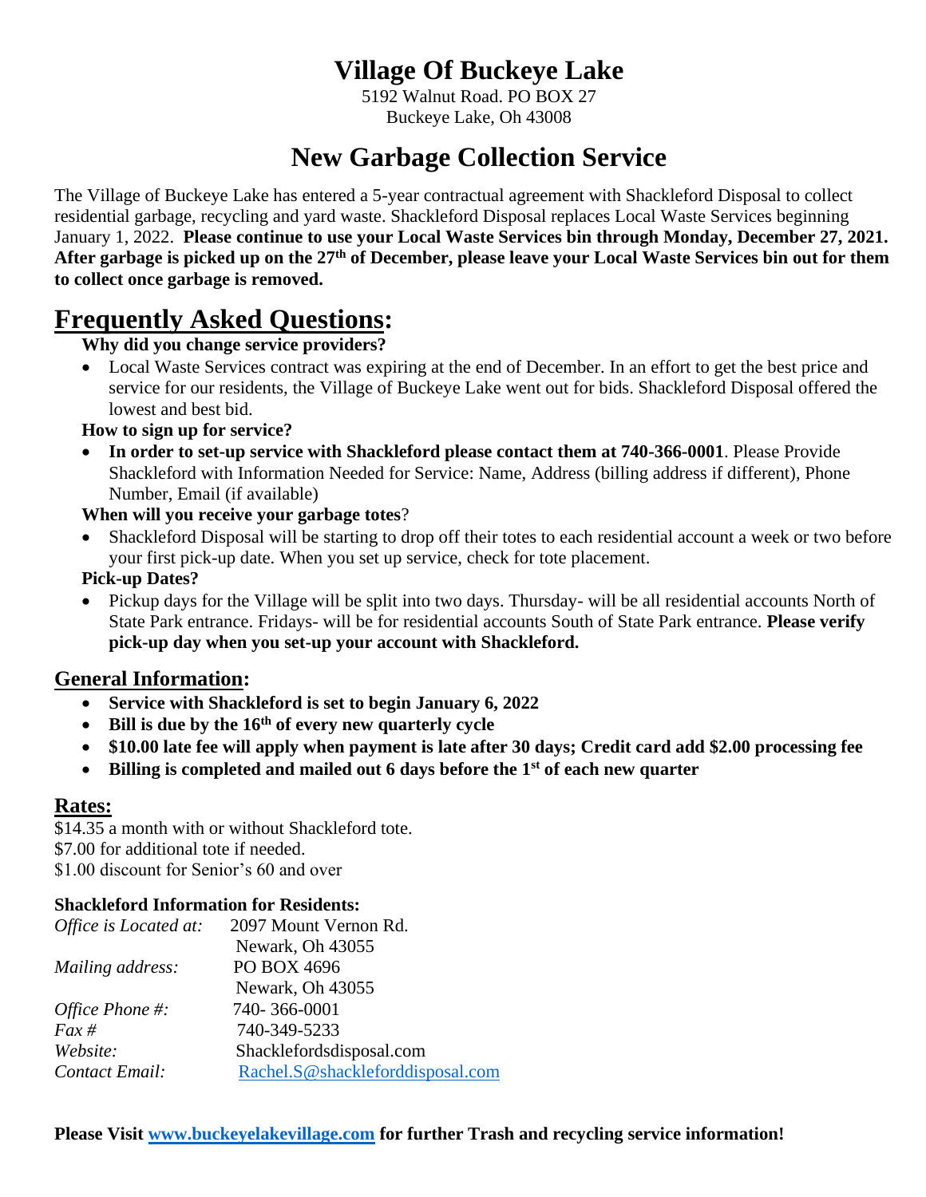# Village Of Buckeye Lake

5192 Walnut Road. PO BOX 27
Buckeye Lake, Oh 43008

## New Garbage Collection Service

The Village of Buckeye Lake has entered a 5-year contractual agreement with Shackleford Disposal to collect residential garbage, recycling and yard waste. Shackleford Disposal replaces Local Waste Services beginning January 1, 2022. **Please continue to use your Local Waste Services bin through Monday, December 27, 2021. After garbage is picked up on the 27th of December, please leave your Local Waste Services bin out for them to collect once garbage is removed.**

# Frequently Asked Questions:

**Why did you change service providers?**

- Local Waste Services contract was expiring at the end of December. In an effort to get the best price and service for our residents, the Village of Buckeye Lake went out for bids. Shackleford Disposal offered the lowest and best bid.

**How to sign up for service?**

- **In order to set-up service with Shackleford please contact them at 740-366-0001**. Please Provide Shackleford with Information Needed for Service: Name, Address (billing address if different), Phone Number, Email (if available)

**When will you receive your garbage totes**?

- Shackleford Disposal will be starting to drop off their totes to each residential account a week or two before your first pick-up date. When you set up service, check for tote placement.

**Pick-up Dates?**

- Pickup days for the Village will be split into two days. Thursday- will be all residential accounts North of State Park entrance. Fridays- will be for residential accounts South of State Park entrance. **Please verify pick-up day when you set-up your account with Shackleford.**

## General Information:

- **Service with Shackleford is set to begin January 6, 2022**
- **Bill is due by the 16th of every new quarterly cycle**
- **$10.00 late fee will apply when payment is late after 30 days; Credit card add $2.00 processing fee**
- **Billing is completed and mailed out 6 days before the 1st of each new quarter**

## Rates:

$14.35 a month with or without Shackleford tote.
$7.00 for additional tote if needed.
$1.00 discount for Senior's 60 and over

**Shackleford Information for Residents:**

*Office is Located at:* 2097 Mount Vernon Rd.
Newark, Oh 43055
*Mailing address:* PO BOX 4696
Newark, Oh 43055
*Office Phone #:* 740- 366-0001
*Fax #* 740-349-5233
*Website:* Shacklefordsdisposal.com
*Contact Email:* Rachel.S@shackleforddisposal.com

**Please Visit www.buckeyelakevillage.com for further Trash and recycling service information!**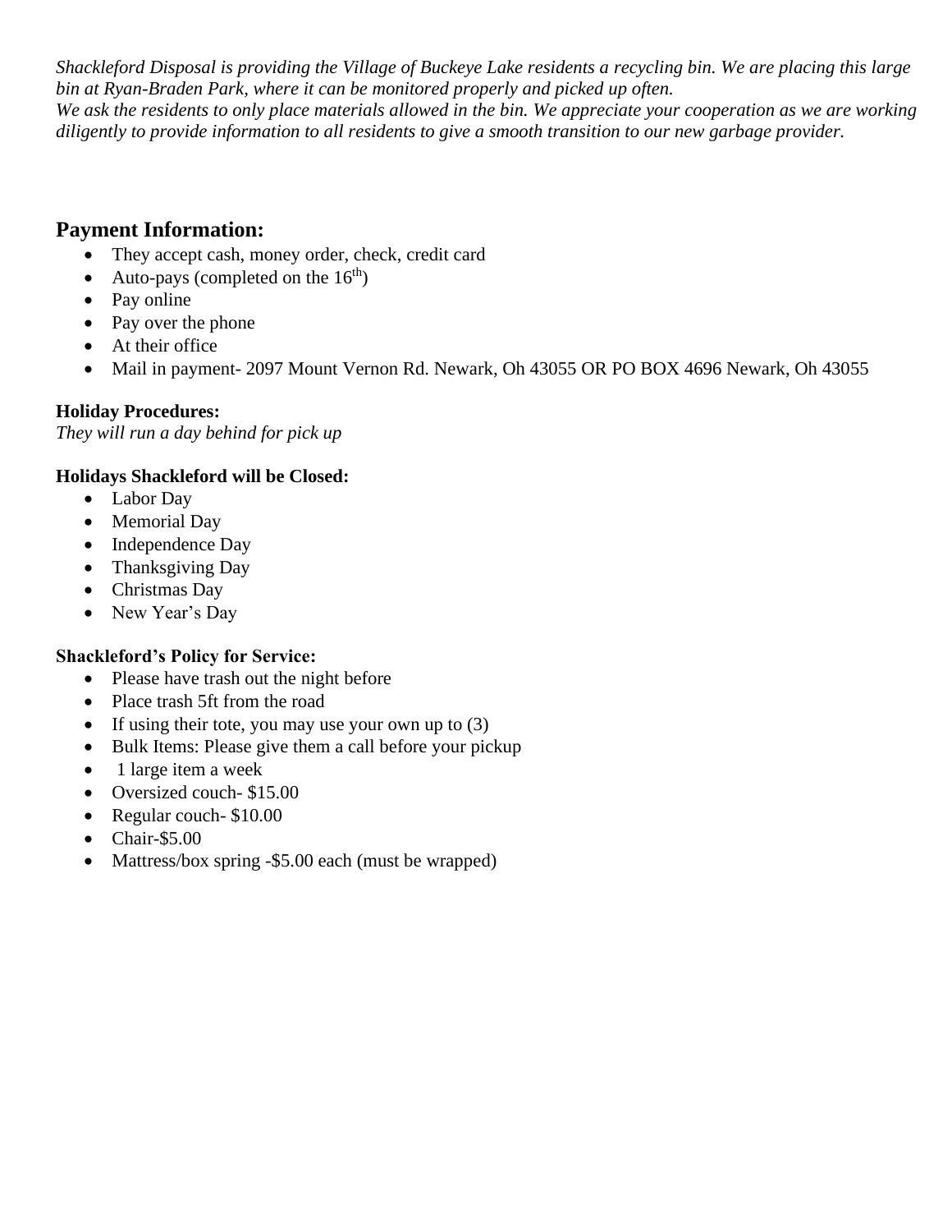*Shackleford Disposal is providing the Village of Buckeye Lake residents a recycling bin. We are placing this large bin at Ryan-Braden Park, where it can be monitored properly and picked up often.*
*We ask the residents to only place materials allowed in the bin. We appreciate your cooperation as we are working diligently to provide information to all residents to give a smooth transition to our new garbage provider.*

## Payment Information:

- They accept cash, money order, check, credit card
- Auto-pays (completed on the 16th)
- Pay online
- Pay over the phone
- At their office
- Mail in payment- 2097 Mount Vernon Rd. Newark, Oh 43055 OR PO BOX 4696 Newark, Oh 43055

**Holiday Procedures:**
*They will run a day behind for pick up*

**Holidays Shackleford will be Closed:**

- Labor Day
- Memorial Day
- Independence Day
- Thanksgiving Day
- Christmas Day
- New Year's Day

**Shackleford's Policy for Service:**

- Please have trash out the night before
- Place trash 5ft from the road
- If using their tote, you may use your own up to (3)
- Bulk Items: Please give them a call before your pickup
- 1 large item a week
- Oversized couch- $15.00
- Regular couch- $10.00
- Chair-$5.00
- Mattress/box spring -$5.00 each (must be wrapped)